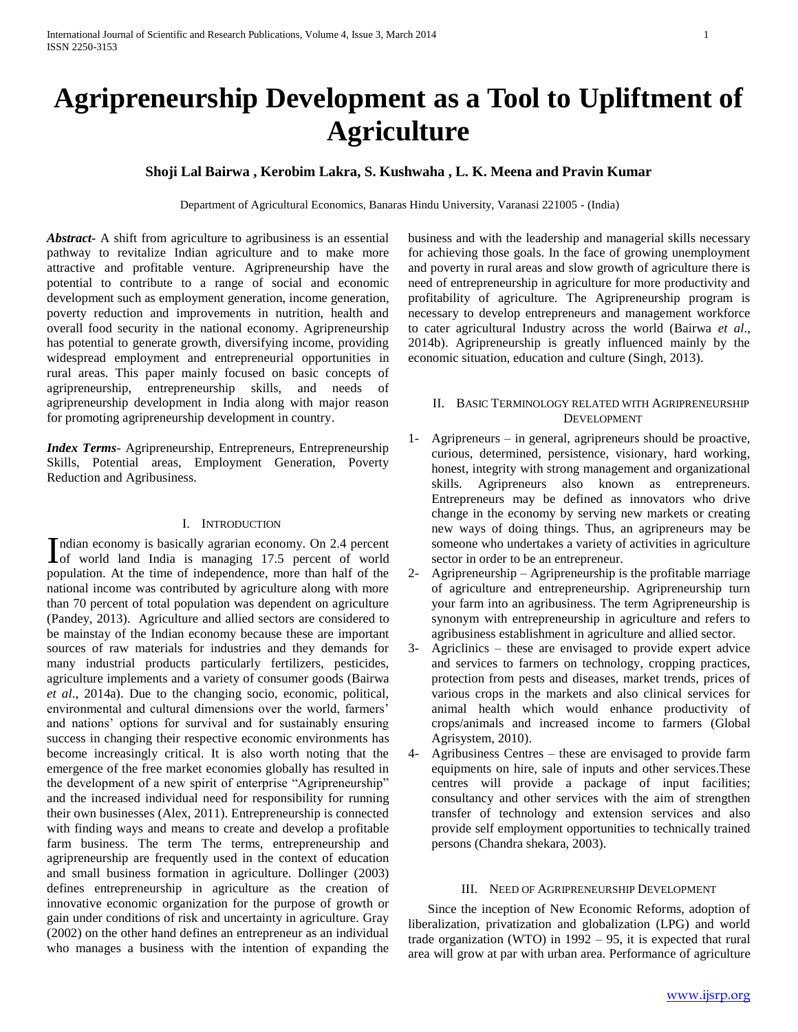# Agripreneurship Development as a Tool to Upliftment of Agriculture

**Shoji Lal Bairwa , Kerobim Lakra, S. Kushwaha , L. K. Meena and Pravin Kumar**

Department of Agricultural Economics, Banaras Hindu University, Varanasi 221005 - (India)

***Abstract-*** A shift from agriculture to agribusiness is an essential pathway to revitalize Indian agriculture and to make more attractive and profitable venture. Agripreneurship have the potential to contribute to a range of social and economic development such as employment generation, income generation, poverty reduction and improvements in nutrition, health and overall food security in the national economy. Agripreneurship has potential to generate growth, diversifying income, providing widespread employment and entrepreneurial opportunities in rural areas. This paper mainly focused on basic concepts of agripreneurship, entrepreneurship skills, and needs of agripreneurship development in India along with major reason for promoting agripreneurship development in country.

***Index Terms*-** Agripreneurship, Entrepreneurs, Entrepreneurship Skills, Potential areas, Employment Generation, Poverty Reduction and Agribusiness.

## I. Introduction

Indian economy is basically agrarian economy. On 2.4 percent of world land India is managing 17.5 percent of world population. At the time of independence, more than half of the national income was contributed by agriculture along with more than 70 percent of total population was dependent on agriculture (Pandey, 2013). Agriculture and allied sectors are considered to be mainstay of the Indian economy because these are important sources of raw materials for industries and they demands for many industrial products particularly fertilizers, pesticides, agriculture implements and a variety of consumer goods (Bairwa *et al*., 2014a). Due to the changing socio, economic, political, environmental and cultural dimensions over the world, farmers' and nations' options for survival and for sustainably ensuring success in changing their respective economic environments has become increasingly critical. It is also worth noting that the emergence of the free market economies globally has resulted in the development of a new spirit of enterprise "Agripreneurship" and the increased individual need for responsibility for running their own businesses (Alex, 2011). Entrepreneurship is connected with finding ways and means to create and develop a profitable farm business. The term The terms, entrepreneurship and agripreneurship are frequently used in the context of education and small business formation in agriculture. Dollinger (2003) defines entrepreneurship in agriculture as the creation of innovative economic organization for the purpose of growth or gain under conditions of risk and uncertainty in agriculture. Gray (2002) on the other hand defines an entrepreneur as an individual who manages a business with the intention of expanding the business and with the leadership and managerial skills necessary for achieving those goals. In the face of growing unemployment and poverty in rural areas and slow growth of agriculture there is need of entrepreneurship in agriculture for more productivity and profitability of agriculture. The Agripreneurship program is necessary to develop entrepreneurs and management workforce to cater agricultural Industry across the world (Bairwa *et al*., 2014b). Agripreneurship is greatly influenced mainly by the economic situation, education and culture (Singh, 2013).

## II. Basic Terminology related with Agripreneurship Development

1- Agripreneurs – in general, agripreneurs should be proactive, curious, determined, persistence, visionary, hard working, honest, integrity with strong management and organizational skills. Agripreneurs also known as entrepreneurs. Entrepreneurs may be defined as innovators who drive change in the economy by serving new markets or creating new ways of doing things. Thus, an agripreneurs may be someone who undertakes a variety of activities in agriculture sector in order to be an entrepreneur.

2- Agripreneurship – Agripreneurship is the profitable marriage of agriculture and entrepreneurship. Agripreneurship turn your farm into an agribusiness. The term Agripreneurship is synonym with entrepreneurship in agriculture and refers to agribusiness establishment in agriculture and allied sector.

3- Agriclinics – these are envisaged to provide expert advice and services to farmers on technology, cropping practices, protection from pests and diseases, market trends, prices of various crops in the markets and also clinical services for animal health which would enhance productivity of crops/animals and increased income to farmers (Global Agrisystem, 2010).

4- Agribusiness Centres – these are envisaged to provide farm equipments on hire, sale of inputs and other services.These centres will provide a package of input facilities; consultancy and other services with the aim of strengthen transfer of technology and extension services and also provide self employment opportunities to technically trained persons (Chandra shekara, 2003).

## III. Need of Agripreneurship Development

Since the inception of New Economic Reforms, adoption of liberalization, privatization and globalization (LPG) and world trade organization (WTO) in 1992 – 95, it is expected that rural area will grow at par with urban area. Performance of agriculture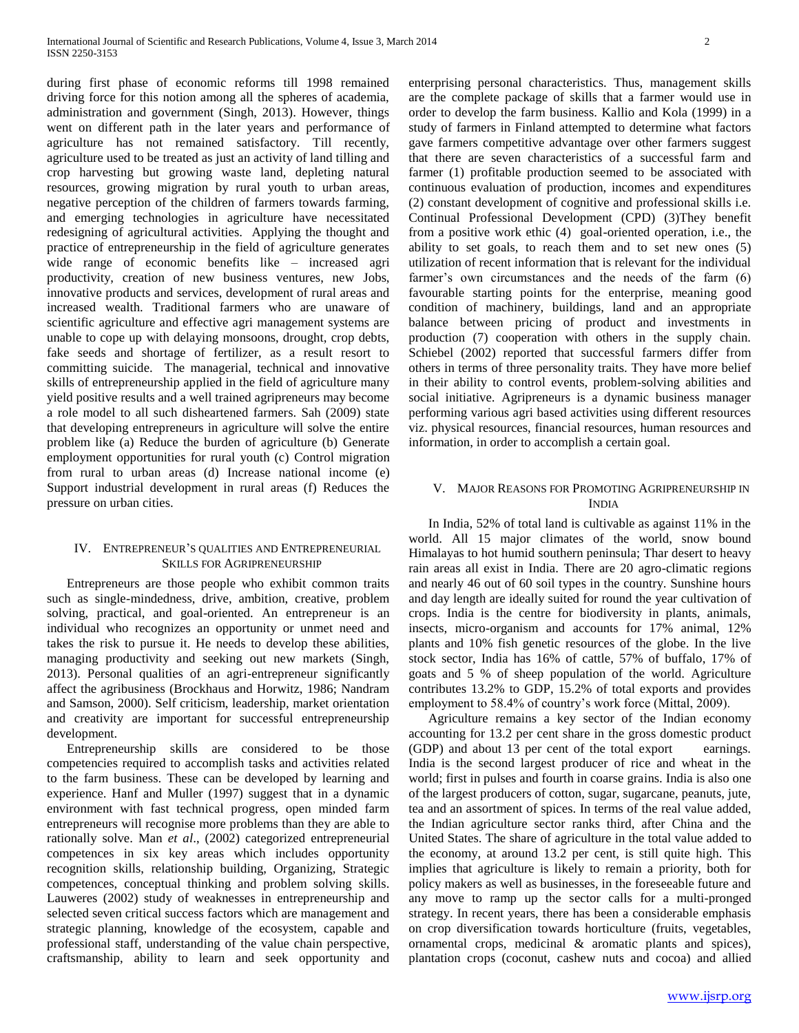during first phase of economic reforms till 1998 remained driving force for this notion among all the spheres of academia, administration and government (Singh, 2013). However, things went on different path in the later years and performance of agriculture has not remained satisfactory. Till recently, agriculture used to be treated as just an activity of land tilling and crop harvesting but growing waste land, depleting natural resources, growing migration by rural youth to urban areas, negative perception of the children of farmers towards farming, and emerging technologies in agriculture have necessitated redesigning of agricultural activities. Applying the thought and practice of entrepreneurship in the field of agriculture generates wide range of economic benefits like – increased agri productivity, creation of new business ventures, new Jobs, innovative products and services, development of rural areas and increased wealth. Traditional farmers who are unaware of scientific agriculture and effective agri management systems are unable to cope up with delaying monsoons, drought, crop debts, fake seeds and shortage of fertilizer, as a result resort to committing suicide. The managerial, technical and innovative skills of entrepreneurship applied in the field of agriculture many yield positive results and a well trained agripreneurs may become a role model to all such disheartened farmers. Sah (2009) state that developing entrepreneurs in agriculture will solve the entire problem like (a) Reduce the burden of agriculture (b) Generate employment opportunities for rural youth (c) Control migration from rural to urban areas (d) Increase national income (e) Support industrial development in rural areas (f) Reduces the pressure on urban cities.

## IV. Entrepreneur's qualities and Entrepreneurial Skills for Agripreneurship

Entrepreneurs are those people who exhibit common traits such as single-mindedness, drive, ambition, creative, problem solving, practical, and goal-oriented. An entrepreneur is an individual who recognizes an opportunity or unmet need and takes the risk to pursue it. He needs to develop these abilities, managing productivity and seeking out new markets (Singh, 2013). Personal qualities of an agri-entrepreneur significantly affect the agribusiness (Brockhaus and Horwitz, 1986; Nandram and Samson, 2000). Self criticism, leadership, market orientation and creativity are important for successful entrepreneurship development.

Entrepreneurship skills are considered to be those competencies required to accomplish tasks and activities related to the farm business. These can be developed by learning and experience. Hanf and Muller (1997) suggest that in a dynamic environment with fast technical progress, open minded farm entrepreneurs will recognise more problems than they are able to rationally solve. Man *et al*., (2002) categorized entrepreneurial competences in six key areas which includes opportunity recognition skills, relationship building, Organizing, Strategic competences, conceptual thinking and problem solving skills. Lauweres (2002) study of weaknesses in entrepreneurship and selected seven critical success factors which are management and strategic planning, knowledge of the ecosystem, capable and professional staff, understanding of the value chain perspective, craftsmanship, ability to learn and seek opportunity and enterprising personal characteristics. Thus, management skills are the complete package of skills that a farmer would use in order to develop the farm business. Kallio and Kola (1999) in a study of farmers in Finland attempted to determine what factors gave farmers competitive advantage over other farmers suggest that there are seven characteristics of a successful farm and farmer (1) profitable production seemed to be associated with continuous evaluation of production, incomes and expenditures (2) constant development of cognitive and professional skills i.e. Continual Professional Development (CPD) (3)They benefit from a positive work ethic (4) goal-oriented operation, i.e., the ability to set goals, to reach them and to set new ones (5) utilization of recent information that is relevant for the individual farmer's own circumstances and the needs of the farm (6) favourable starting points for the enterprise, meaning good condition of machinery, buildings, land and an appropriate balance between pricing of product and investments in production (7) cooperation with others in the supply chain. Schiebel (2002) reported that successful farmers differ from others in terms of three personality traits. They have more belief in their ability to control events, problem-solving abilities and social initiative. Agripreneurs is a dynamic business manager performing various agri based activities using different resources viz. physical resources, financial resources, human resources and information, in order to accomplish a certain goal.

## V. Major Reasons for Promoting Agripreneurship in India

In India, 52% of total land is cultivable as against 11% in the world. All 15 major climates of the world, snow bound Himalayas to hot humid southern peninsula; Thar desert to heavy rain areas all exist in India. There are 20 agro-climatic regions and nearly 46 out of 60 soil types in the country. Sunshine hours and day length are ideally suited for round the year cultivation of crops. India is the centre for biodiversity in plants, animals, insects, micro-organism and accounts for 17% animal, 12% plants and 10% fish genetic resources of the globe. In the live stock sector, India has 16% of cattle, 57% of buffalo, 17% of goats and 5 % of sheep population of the world. Agriculture contributes 13.2% to GDP, 15.2% of total exports and provides employment to 58.4% of country's work force (Mittal, 2009).

Agriculture remains a key sector of the Indian economy accounting for 13.2 per cent share in the gross domestic product (GDP) and about 13 per cent of the total export earnings. India is the second largest producer of rice and wheat in the world; first in pulses and fourth in coarse grains. India is also one of the largest producers of cotton, sugar, sugarcane, peanuts, jute, tea and an assortment of spices. In terms of the real value added, the Indian agriculture sector ranks third, after China and the United States. The share of agriculture in the total value added to the economy, at around 13.2 per cent, is still quite high. This implies that agriculture is likely to remain a priority, both for policy makers as well as businesses, in the foreseeable future and any move to ramp up the sector calls for a multi-pronged strategy. In recent years, there has been a considerable emphasis on crop diversification towards horticulture (fruits, vegetables, ornamental crops, medicinal & aromatic plants and spices), plantation crops (coconut, cashew nuts and cocoa) and allied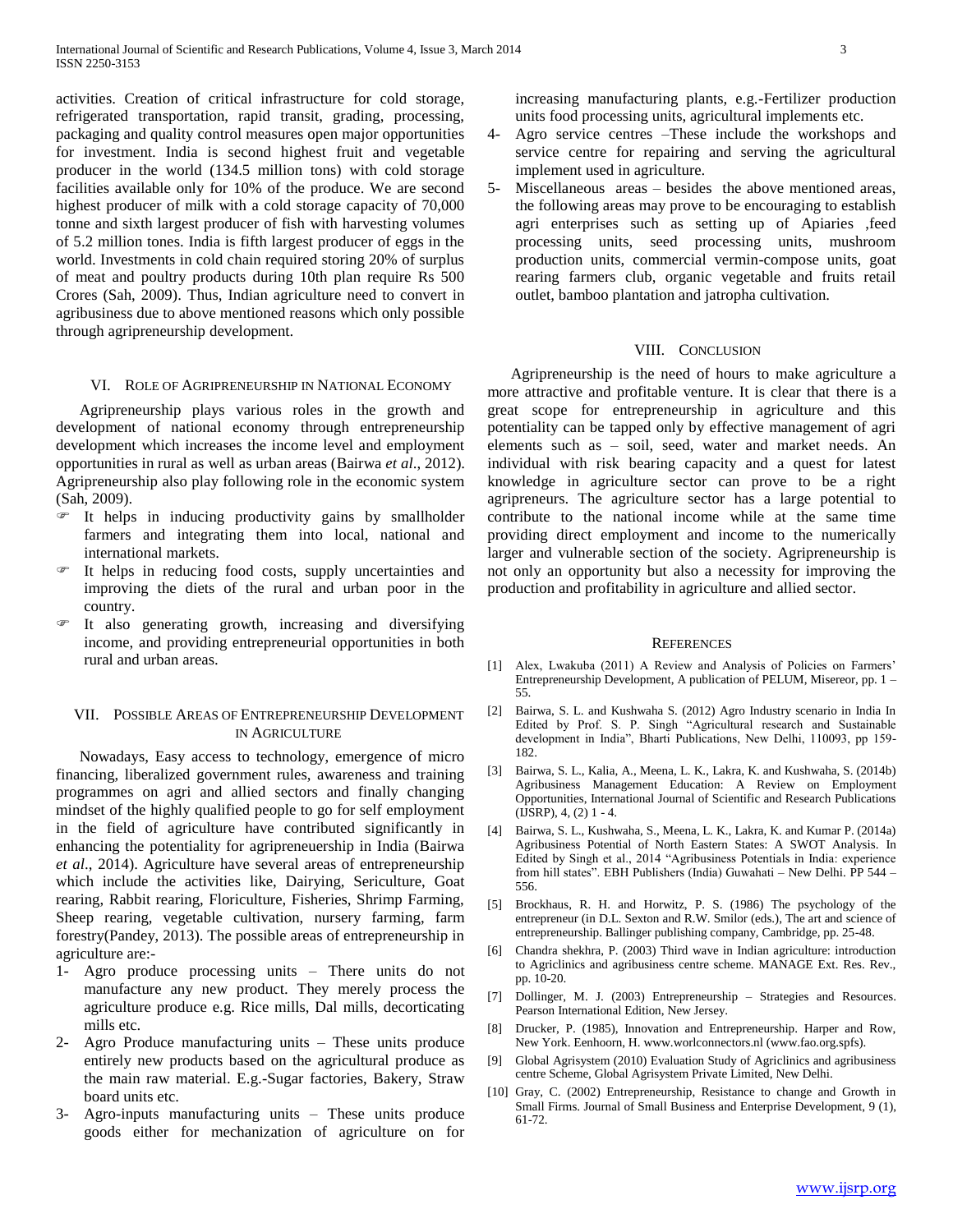activities. Creation of critical infrastructure for cold storage, refrigerated transportation, rapid transit, grading, processing, packaging and quality control measures open major opportunities for investment. India is second highest fruit and vegetable producer in the world (134.5 million tons) with cold storage facilities available only for 10% of the produce. We are second highest producer of milk with a cold storage capacity of 70,000 tonne and sixth largest producer of fish with harvesting volumes of 5.2 million tones. India is fifth largest producer of eggs in the world. Investments in cold chain required storing 20% of surplus of meat and poultry products during 10th plan require Rs 500 Crores (Sah, 2009). Thus, Indian agriculture need to convert in agribusiness due to above mentioned reasons which only possible through agripreneurship development.

## VI. Role of Agripreneurship in National Economy

Agripreneurship plays various roles in the growth and development of national economy through entrepreneurship development which increases the income level and employment opportunities in rural as well as urban areas (Bairwa *et al*., 2012). Agripreneurship also play following role in the economic system (Sah, 2009).

- It helps in inducing productivity gains by smallholder farmers and integrating them into local, national and international markets.
- It helps in reducing food costs, supply uncertainties and improving the diets of the rural and urban poor in the country.
- It also generating growth, increasing and diversifying income, and providing entrepreneurial opportunities in both rural and urban areas.

## VII. Possible Areas of Entrepreneurship Development in Agriculture

Nowadays, Easy access to technology, emergence of micro financing, liberalized government rules, awareness and training programmes on agri and allied sectors and finally changing mindset of the highly qualified people to go for self employment in the field of agriculture have contributed significantly in enhancing the potentiality for agripreneuership in India (Bairwa *et al*., 2014). Agriculture have several areas of entrepreneurship which include the activities like, Dairying, Sericulture, Goat rearing, Rabbit rearing, Floriculture, Fisheries, Shrimp Farming, Sheep rearing, vegetable cultivation, nursery farming, farm forestry(Pandey, 2013). The possible areas of entrepreneurship in agriculture are:-

1- Agro produce processing units – There units do not manufacture any new product. They merely process the agriculture produce e.g. Rice mills, Dal mills, decorticating mills etc.
2- Agro Produce manufacturing units – These units produce entirely new products based on the agricultural produce as the main raw material. E.g.-Sugar factories, Bakery, Straw board units etc.
3- Agro-inputs manufacturing units – These units produce goods either for mechanization of agriculture on for increasing manufacturing plants, e.g.-Fertilizer production units food processing units, agricultural implements etc.
4- Agro service centres –These include the workshops and service centre for repairing and serving the agricultural implement used in agriculture.
5- Miscellaneous areas – besides the above mentioned areas, the following areas may prove to be encouraging to establish agri enterprises such as setting up of Apiaries ,feed processing units, seed processing units, mushroom production units, commercial vermin-compose units, goat rearing farmers club, organic vegetable and fruits retail outlet, bamboo plantation and jatropha cultivation.

## VIII. Conclusion

Agripreneurship is the need of hours to make agriculture a more attractive and profitable venture. It is clear that there is a great scope for entrepreneurship in agriculture and this potentiality can be tapped only by effective management of agri elements such as – soil, seed, water and market needs. An individual with risk bearing capacity and a quest for latest knowledge in agriculture sector can prove to be a right agripreneurs. The agriculture sector has a large potential to contribute to the national income while at the same time providing direct employment and income to the numerically larger and vulnerable section of the society. Agripreneurship is not only an opportunity but also a necessity for improving the production and profitability in agriculture and allied sector.

## References

[1] Alex, Lwakuba (2011) A Review and Analysis of Policies on Farmers' Entrepreneurship Development, A publication of PELUM, Misereor, pp. 1 – 55.

[2] Bairwa, S. L. and Kushwaha S. (2012) Agro Industry scenario in India In Edited by Prof. S. P. Singh "Agricultural research and Sustainable development in India", Bharti Publications, New Delhi, 110093, pp 159-182.

[3] Bairwa, S. L., Kalia, A., Meena, L. K., Lakra, K. and Kushwaha, S. (2014b) Agribusiness Management Education: A Review on Employment Opportunities, International Journal of Scientific and Research Publications (IJSRP), 4, (2) 1 - 4.

[4] Bairwa, S. L., Kushwaha, S., Meena, L. K., Lakra, K. and Kumar P. (2014a) Agribusiness Potential of North Eastern States: A SWOT Analysis. In Edited by Singh et al., 2014 "Agribusiness Potentials in India: experience from hill states". EBH Publishers (India) Guwahati – New Delhi. PP 544 – 556.

[5] Brockhaus, R. H. and Horwitz, P. S. (1986) The psychology of the entrepreneur (in D.L. Sexton and R.W. Smilor (eds.), The art and science of entrepreneurship. Ballinger publishing company, Cambridge, pp. 25-48.

[6] Chandra shekhra, P. (2003) Third wave in Indian agriculture: introduction to Agriclinics and agribusiness centre scheme. MANAGE Ext. Res. Rev., pp. 10-20.

[7] Dollinger, M. J. (2003) Entrepreneurship – Strategies and Resources. Pearson International Edition, New Jersey.

[8] Drucker, P. (1985), Innovation and Entrepreneurship. Harper and Row, New York. Eenhoorn, H. www.worlconnectors.nl (www.fao.org.spfs).

[9] Global Agrisystem (2010) Evaluation Study of Agriclinics and agribusiness centre Scheme, Global Agrisystem Private Limited, New Delhi.

[10] Gray, C. (2002) Entrepreneurship, Resistance to change and Growth in Small Firms. Journal of Small Business and Enterprise Development, 9 (1), 61-72.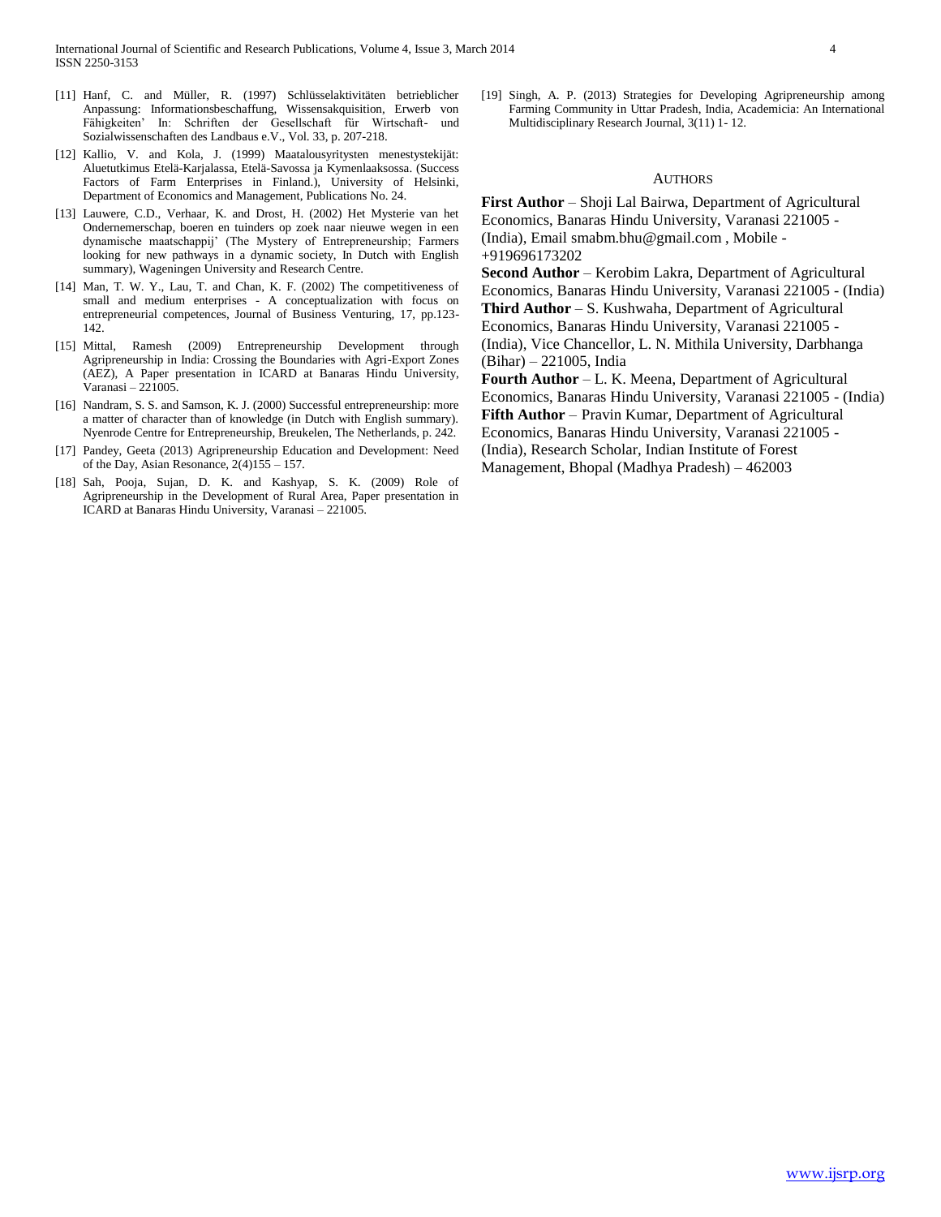[11] Hanf, C. and Müller, R. (1997) Schlüsselaktivitäten betrieblicher Anpassung: Informationsbeschaffung, Wissensakquisition, Erwerb von Fähigkeiten' In: Schriften der Gesellschaft für Wirtschaft- und Sozialwissenschaften des Landbaus e.V., Vol. 33, p. 207-218.

[12] Kallio, V. and Kola, J. (1999) Maatalousyritysten menestystekijät: Aluetutkimus Etelä-Karjalassa, Etelä-Savossa ja Kymenlaaksossa. (Success Factors of Farm Enterprises in Finland.), University of Helsinki, Department of Economics and Management, Publications No. 24.

[13] Lauwere, C.D., Verhaar, K. and Drost, H. (2002) Het Mysterie van het Ondernemerschap, boeren en tuinders op zoek naar nieuwe wegen in een dynamische maatschappij' (The Mystery of Entrepreneurship; Farmers looking for new pathways in a dynamic society, In Dutch with English summary), Wageningen University and Research Centre.

[14] Man, T. W. Y., Lau, T. and Chan, K. F. (2002) The competitiveness of small and medium enterprises - A conceptualization with focus on entrepreneurial competences, Journal of Business Venturing, 17, pp.123-142.

[15] Mittal, Ramesh (2009) Entrepreneurship Development through Agripreneurship in India: Crossing the Boundaries with Agri-Export Zones (AEZ), A Paper presentation in ICARD at Banaras Hindu University, Varanasi – 221005.

[16] Nandram, S. S. and Samson, K. J. (2000) Successful entrepreneurship: more a matter of character than of knowledge (in Dutch with English summary). Nyenrode Centre for Entrepreneurship, Breukelen, The Netherlands, p. 242.

[17] Pandey, Geeta (2013) Agripreneurship Education and Development: Need of the Day, Asian Resonance, 2(4)155 – 157.

[18] Sah, Pooja, Sujan, D. K. and Kashyap, S. K. (2009) Role of Agripreneurship in the Development of Rural Area, Paper presentation in ICARD at Banaras Hindu University, Varanasi – 221005.

[19] Singh, A. P. (2013) Strategies for Developing Agripreneurship among Farming Community in Uttar Pradesh, India, Academicia: An International Multidisciplinary Research Journal, 3(11) 1- 12.

## AUTHORS

**First Author** – Shoji Lal Bairwa, Department of Agricultural Economics, Banaras Hindu University, Varanasi 221005 - (India), Email smabm.bhu@gmail.com , Mobile - +919696173202

**Second Author** – Kerobim Lakra, Department of Agricultural Economics, Banaras Hindu University, Varanasi 221005 - (India)

**Third Author** – S. Kushwaha, Department of Agricultural Economics, Banaras Hindu University, Varanasi 221005 - (India), Vice Chancellor, L. N. Mithila University, Darbhanga (Bihar) – 221005, India

**Fourth Author** – L. K. Meena, Department of Agricultural Economics, Banaras Hindu University, Varanasi 221005 - (India)

**Fifth Author** – Pravin Kumar, Department of Agricultural Economics, Banaras Hindu University, Varanasi 221005 - (India), Research Scholar, Indian Institute of Forest Management, Bhopal (Madhya Pradesh) – 462003